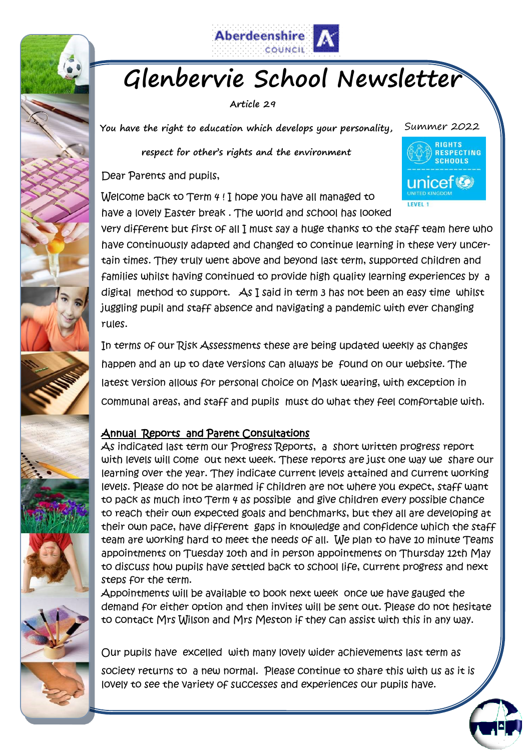# Glenbervie School Newsletter

**Article 29**

***You have the right to education which develops your personality, respect for other's rights and the environment***

Summer 2022

Dear Parents and pupils,

Welcome back to Term 4 ! I hope you have all managed to have a lovely Easter break . The world and school has looked very different but first of all I must say a huge thanks to the staff team here who have continuously adapted and changed to continue learning in these very uncertain times. They truly went above and beyond last term, supported children and families whilst having continued to provide high quality learning experiences by a digital method to support. As I said in term 3 has not been an easy time whilst juggling pupil and staff absence and navigating a pandemic with ever changing rules.

In terms of our Risk Assessments these are being updated weekly as changes happen and an up to date versions can always be found on our website. The latest version allows for personal choice on Mask wearing, with exception in communal areas, and staff and pupils must do what they feel comfortable with.

## Annual Reports and Parent Consultations

As indicated last term our Progress Reports, a short written progress report with levels will come out next week. These reports are just one way we share our learning over the year. They indicate current levels attained and current working levels. Please do not be alarmed if children are not where you expect, staff want to pack as much into Term 4 as possible and give children every possible chance to reach their own expected goals and benchmarks, but they all are developing at their own pace, have different gaps in knowledge and confidence which the staff team are working hard to meet the needs of all. We plan to have 10 minute Teams appointments on Tuesday 10th and in person appointments on Thursday 12th May to discuss how pupils have settled back to school life, current progress and next steps for the term.

Appointments will be available to book next week once we have gauged the demand for either option and then invites will be sent out. Please do not hesitate to contact Mrs Wilson and Mrs Meston if they can assist with this in any way.

Our pupils have excelled with many lovely wider achievements last term as society returns to a new normal. Please continue to share this with us as it is lovely to see the variety of successes and experiences our pupils have.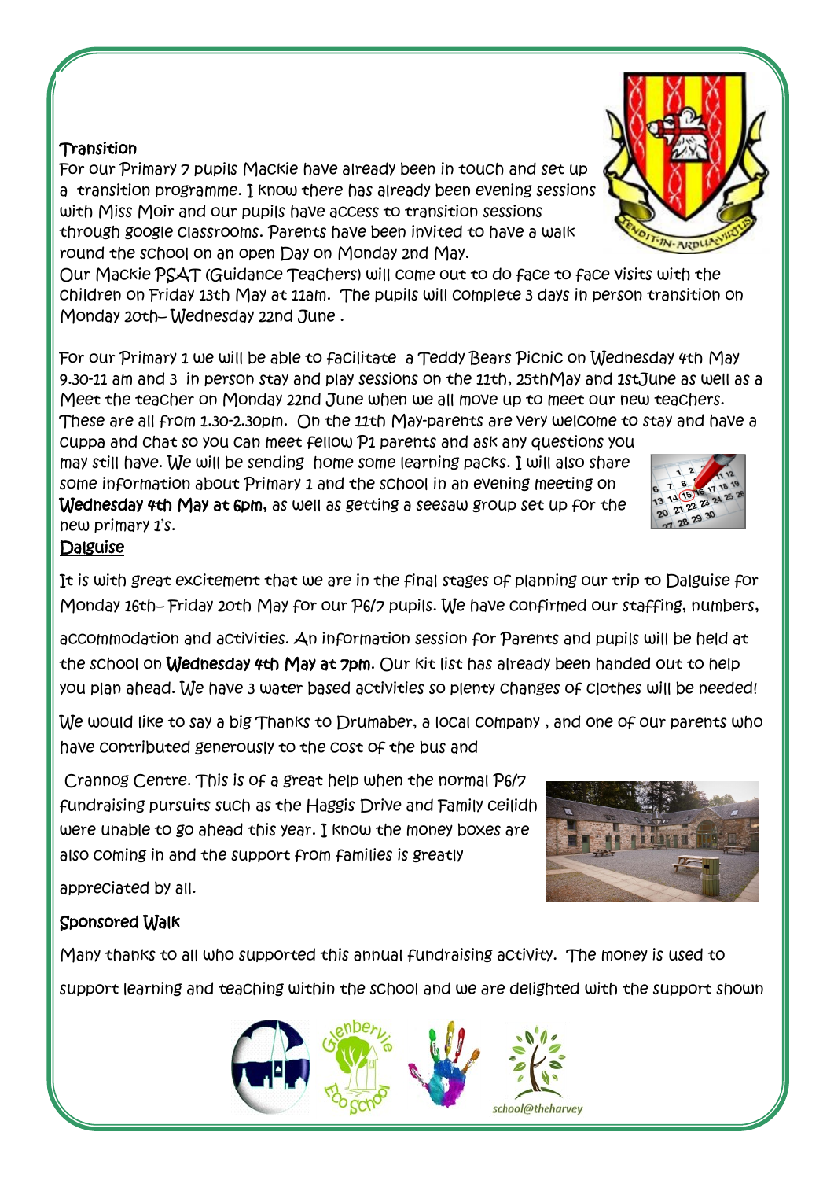## Transition

For our Primary 7 pupils Mackie have already been in touch and set up a transition programme. I know there has already been evening sessions with Miss Moir and our pupils have access to transition sessions through google classrooms. Parents have been invited to have a walk round the school on an open Day on Monday 2nd May.

Our Mackie PSAT (Guidance Teachers) will come out to do face to face visits with the children on Friday 13th May at 11am. The pupils will complete 3 days in person transition on Monday 20th– Wednesday 22nd June .

For our Primary 1 we will be able to facilitate a Teddy Bears Picnic on Wednesday 4th May 9.30-11 am and 3 in person stay and play sessions on the 11th, 25thMay and 1stJune as well as a Meet the teacher on Monday 22nd June when we all move up to meet our new teachers. These are all from 1.30-2.30pm. On the 11th May-parents are very welcome to stay and have a cuppa and chat so you can meet fellow P1 parents and ask any questions you may still have. We will be sending home some learning packs. I will also share some information about Primary 1 and the school in an evening meeting on **Wednesday 4th May at 6pm,** as well as getting a seesaw group set up for the new primary 1's.

## Dalguise

It is with great excitement that we are in the final stages of planning our trip to Dalguise for Monday 16th– Friday 20th May for our P6/7 pupils. We have confirmed our staffing, numbers, accommodation and activities. An information session for Parents and pupils will be held at the school on **Wednesday 4th May at 7pm**. Our kit list has already been handed out to help you plan ahead. We have 3 water based activities so plenty changes of clothes will be needed!

We would like to say a big Thanks to Drumaber, a local company , and one of our parents who have contributed generously to the cost of the bus and Crannog Centre. This is of a great help when the normal P6/7 fundraising pursuits such as the Haggis Drive and Family ceilidh were unable to go ahead this year. I know the money boxes are also coming in and the support from families is greatly appreciated by all.

## Sponsored Walk

Many thanks to all who supported this annual fundraising activity. The money is used to support learning and teaching within the school and we are delighted with the support shown

Glenbervie Eco School

school@theharvey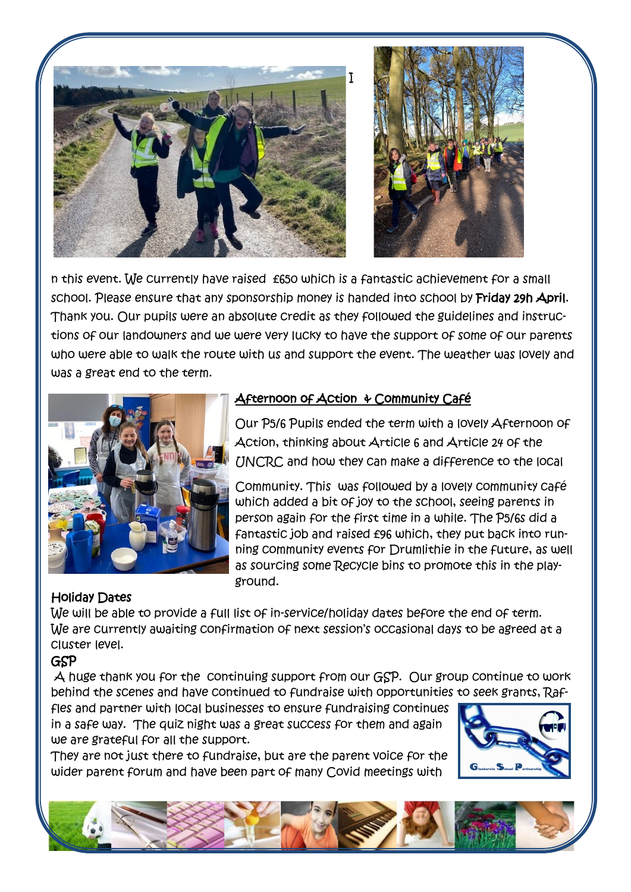I

n this event. We currently have raised £650 which is a fantastic achievement for a small school. Please ensure that any sponsorship money is handed into school by **Friday 29h April**. Thank you. Our pupils were an absolute credit as they followed the guidelines and instructions of our landowners and we were very lucky to have the support of some of our parents who were able to walk the route with us and support the event. The weather was lovely and was a great end to the term.

## Afternoon of Action & Community Café

Our P5/6 Pupils ended the term with a lovely Afternoon of Action, thinking about Article 6 and Article 24 of the UNCRC and how they can make a difference to the local Community. This was followed by a lovely community café which added a bit of joy to the school, seeing parents in person again for the first time in a while. The P5/6s did a fantastic job and raised £96 which, they put back into running community events for Drumlithie in the future, as well as sourcing some Recycle bins to promote this in the playground.

## Holiday Dates

We will be able to provide a full list of in-service/holiday dates before the end of term. We are currently awaiting confirmation of next session's occasional days to be agreed at a cluster level.

## GSP

A huge thank you for the continuing support from our GSP. Our group continue to work behind the scenes and have continued to fundraise with opportunities to seek grants, Raffles and partner with local businesses to ensure fundraising continues in a safe way. The quiz night was a great success for them and again we are grateful for all the support.

They are not just there to fundraise, but are the parent voice for the wider parent forum and have been part of many Covid meetings with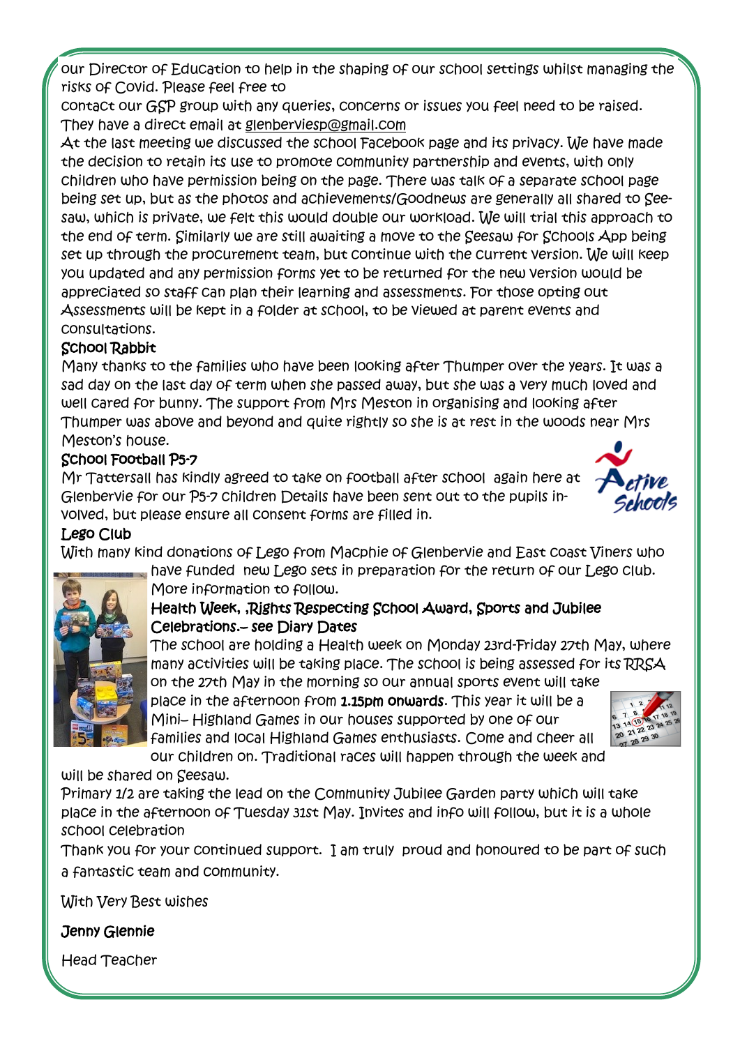our Director of Education to help in the shaping of our school settings whilst managing the risks of Covid. Please feel free to contact our GSP group with any queries, concerns or issues you feel need to be raised. They have a direct email at glenberviesp@gmail.com

At the last meeting we discussed the school Facebook page and its privacy. We have made the decision to retain its use to promote community partnership and events, with only children who have permission being on the page. There was talk of a separate school page being set up, but as the photos and achievements/Goodnews are generally all shared to Seesaw, which is private, we felt this would double our workload. We will trial this approach to the end of term. Similarly we are still awaiting a move to the Seesaw for Schools App being set up through the procurement team, but continue with the current version. We will keep you updated and any permission forms yet to be returned for the new version would be appreciated so staff can plan their learning and assessments. For those opting out Assessments will be kept in a folder at school, to be viewed at parent events and consultations.

## School Rabbit

Many thanks to the families who have been looking after Thumper over the years. It was a sad day on the last day of term when she passed away, but she was a very much loved and well cared for bunny. The support from Mrs Meston in organising and looking after Thumper was above and beyond and quite rightly so she is at rest in the woods near Mrs Meston's house.

## School Football P5-7

Mr Tattersall has kindly agreed to take on football after school again here at Glenbervie for our P5-7 children Details have been sent out to the pupils involved, but please ensure all consent forms are filled in.

## Lego Club

With many kind donations of Lego from Macphie of Glenbervie and East coast Viners who have funded new Lego sets in preparation for the return of our Lego club. More information to follow.

## Health Week, ,Rights Respecting School Award, Sports and Jubilee Celebrations.– see Diary Dates

The school are holding a Health week on Monday 23rd-Friday 27th May, where many activities will be taking place. The school is being assessed for its RRSA on the 27th May in the morning so our annual sports event will take place in the afternoon from **1.15pm onwards**. This year it will be a Mini– Highland Games in our houses supported by one of our families and local Highland Games enthusiasts. Come and cheer all our children on. Traditional races will happen through the week and will be shared on Seesaw.

Primary 1/2 are taking the lead on the Community Jubilee Garden party which will take place in the afternoon of Tuesday 31st May. Invites and info will follow, but it is a whole school celebration

Thank you for your continued support. I am truly proud and honoured to be part of such a fantastic team and community.

With Very Best wishes

**Jenny Glennie**

Head Teacher